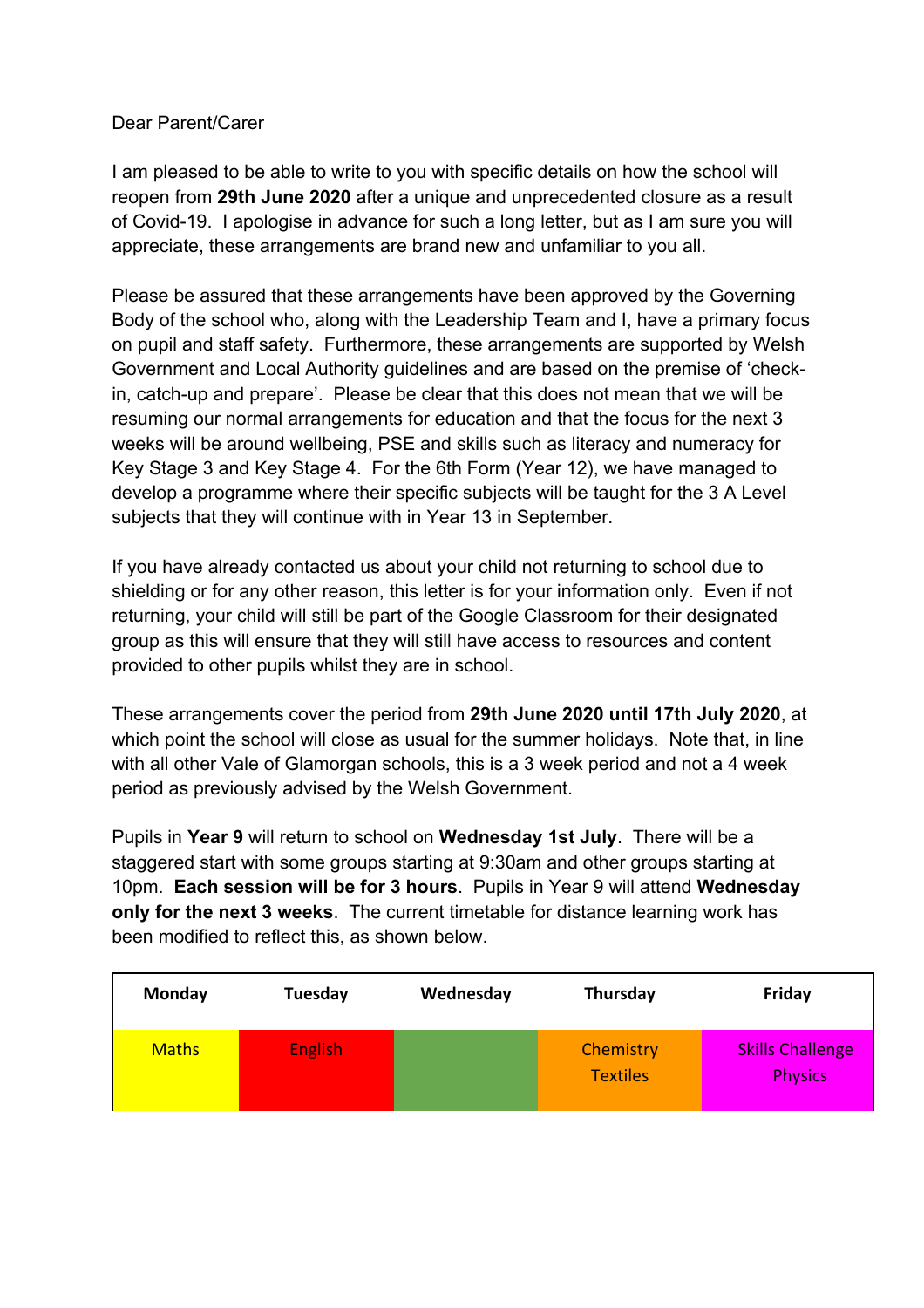Dear Parent/Carer

I am pleased to be able to write to you with specific details on how the school will reopen from **29th June 2020** after a unique and unprecedented closure as a result of Covid-19. I apologise in advance for such a long letter, but as I am sure you will appreciate, these arrangements are brand new and unfamiliar to you all.

Please be assured that these arrangements have been approved by the Governing Body of the school who, along with the Leadership Team and I, have a primary focus on pupil and staff safety. Furthermore, these arrangements are supported by Welsh Government and Local Authority guidelines and are based on the premise of 'check-in, catch-up and prepare'. Please be clear that this does not mean that we will be resuming our normal arrangements for education and that the focus for the next 3 weeks will be around wellbeing, PSE and skills such as literacy and numeracy for Key Stage 3 and Key Stage 4. For the 6th Form (Year 12), we have managed to develop a programme where their specific subjects will be taught for the 3 A Level subjects that they will continue with in Year 13 in September.

If you have already contacted us about your child not returning to school due to shielding or for any other reason, this letter is for your information only. Even if not returning, your child will still be part of the Google Classroom for their designated group as this will ensure that they will still have access to resources and content provided to other pupils whilst they are in school.

These arrangements cover the period from **29th June 2020 until 17th July 2020**, at which point the school will close as usual for the summer holidays. Note that, in line with all other Vale of Glamorgan schools, this is a 3 week period and not a 4 week period as previously advised by the Welsh Government.

Pupils in **Year 9** will return to school on **Wednesday 1st July**. There will be a staggered start with some groups starting at 9:30am and other groups starting at 10pm. **Each session will be for 3 hours**. Pupils in Year 9 will attend **Wednesday only for the next 3 weeks**. The current timetable for distance learning work has been modified to reflect this, as shown below.

| Monday | Tuesday | Wednesday | Thursday | Friday |
|---|---|---|---|---|
| Maths | English | | Chemistry<br>Textiles | Skills Challenge<br>Physics |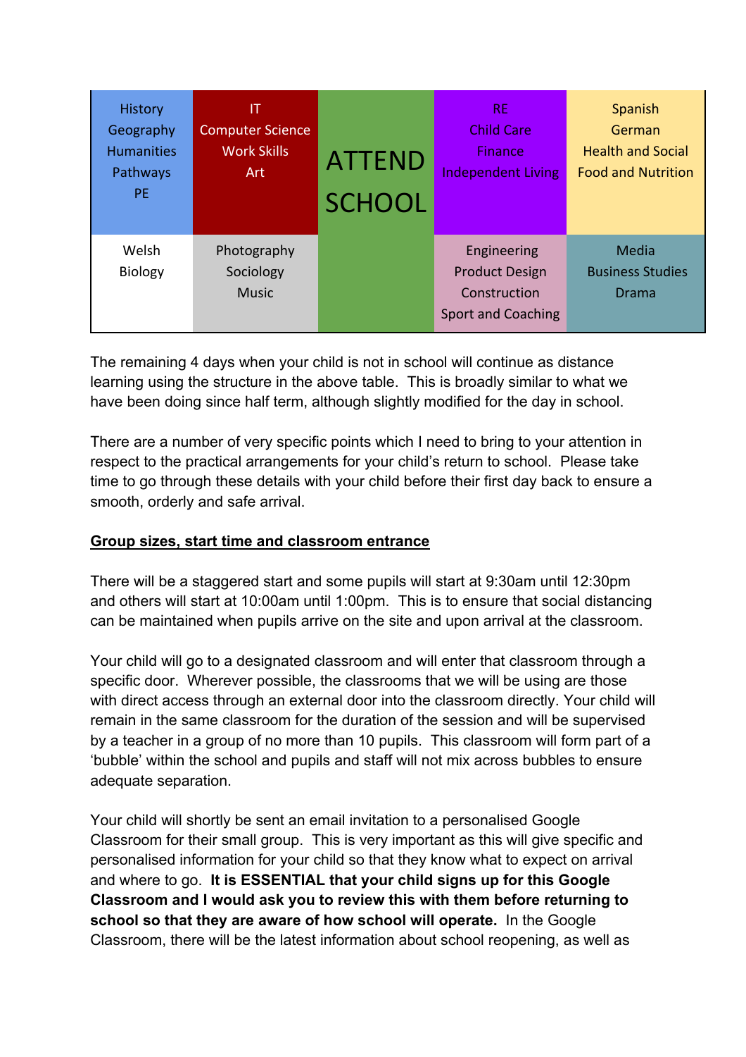| History<br>Geography<br>Humanities<br>Pathways<br>PE | IT<br>Computer Science<br>Work Skills<br>Art | ATTEND SCHOOL | RE<br>Child Care<br>Finance<br>Independent Living | Spanish<br>German<br>Health and Social<br>Food and Nutrition |
|---|---|---|---|---|
| Welsh<br>Biology | Photography<br>Sociology<br>Music | | Engineering<br>Product Design<br>Construction<br>Sport and Coaching | Media<br>Business Studies<br>Drama |

The remaining 4 days when your child is not in school will continue as distance learning using the structure in the above table. This is broadly similar to what we have been doing since half term, although slightly modified for the day in school.

There are a number of very specific points which I need to bring to your attention in respect to the practical arrangements for your child's return to school. Please take time to go through these details with your child before their first day back to ensure a smooth, orderly and safe arrival.

**Group sizes, start time and classroom entrance**

There will be a staggered start and some pupils will start at 9:30am until 12:30pm and others will start at 10:00am until 1:00pm. This is to ensure that social distancing can be maintained when pupils arrive on the site and upon arrival at the classroom.

Your child will go to a designated classroom and will enter that classroom through a specific door. Wherever possible, the classrooms that we will be using are those with direct access through an external door into the classroom directly. Your child will remain in the same classroom for the duration of the session and will be supervised by a teacher in a group of no more than 10 pupils. This classroom will form part of a 'bubble' within the school and pupils and staff will not mix across bubbles to ensure adequate separation.

Your child will shortly be sent an email invitation to a personalised Google Classroom for their small group. This is very important as this will give specific and personalised information for your child so that they know what to expect on arrival and where to go. **It is ESSENTIAL that your child signs up for this Google Classroom and I would ask you to review this with them before returning to school so that they are aware of how school will operate.** In the Google Classroom, there will be the latest information about school reopening, as well as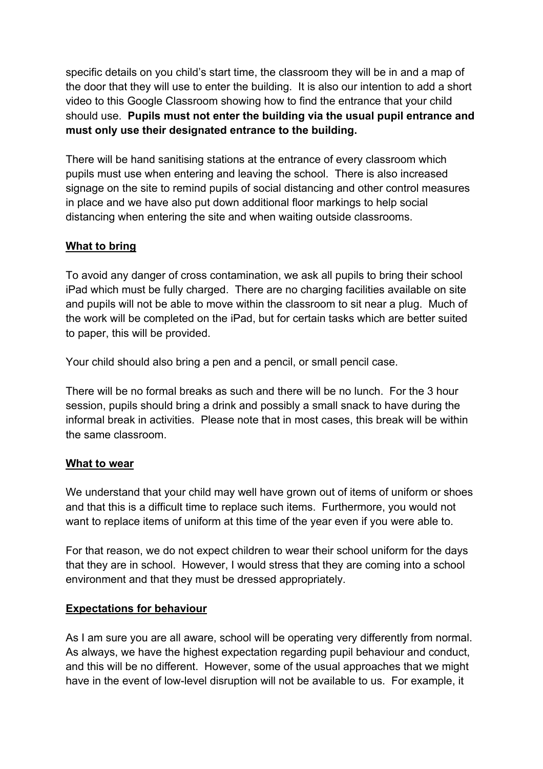specific details on you child's start time, the classroom they will be in and a map of the door that they will use to enter the building. It is also our intention to add a short video to this Google Classroom showing how to find the entrance that your child should use. **Pupils must not enter the building via the usual pupil entrance and must only use their designated entrance to the building.**

There will be hand sanitising stations at the entrance of every classroom which pupils must use when entering and leaving the school. There is also increased signage on the site to remind pupils of social distancing and other control measures in place and we have also put down additional floor markings to help social distancing when entering the site and when waiting outside classrooms.

## <u>What to bring</u>

To avoid any danger of cross contamination, we ask all pupils to bring their school iPad which must be fully charged. There are no charging facilities available on site and pupils will not be able to move within the classroom to sit near a plug. Much of the work will be completed on the iPad, but for certain tasks which are better suited to paper, this will be provided.

Your child should also bring a pen and a pencil, or small pencil case.

There will be no formal breaks as such and there will be no lunch. For the 3 hour session, pupils should bring a drink and possibly a small snack to have during the informal break in activities. Please note that in most cases, this break will be within the same classroom.

## <u>What to wear</u>

We understand that your child may well have grown out of items of uniform or shoes and that this is a difficult time to replace such items. Furthermore, you would not want to replace items of uniform at this time of the year even if you were able to.

For that reason, we do not expect children to wear their school uniform for the days that they are in school. However, I would stress that they are coming into a school environment and that they must be dressed appropriately.

## <u>Expectations for behaviour</u>

As I am sure you are all aware, school will be operating very differently from normal. As always, we have the highest expectation regarding pupil behaviour and conduct, and this will be no different. However, some of the usual approaches that we might have in the event of low-level disruption will not be available to us. For example, it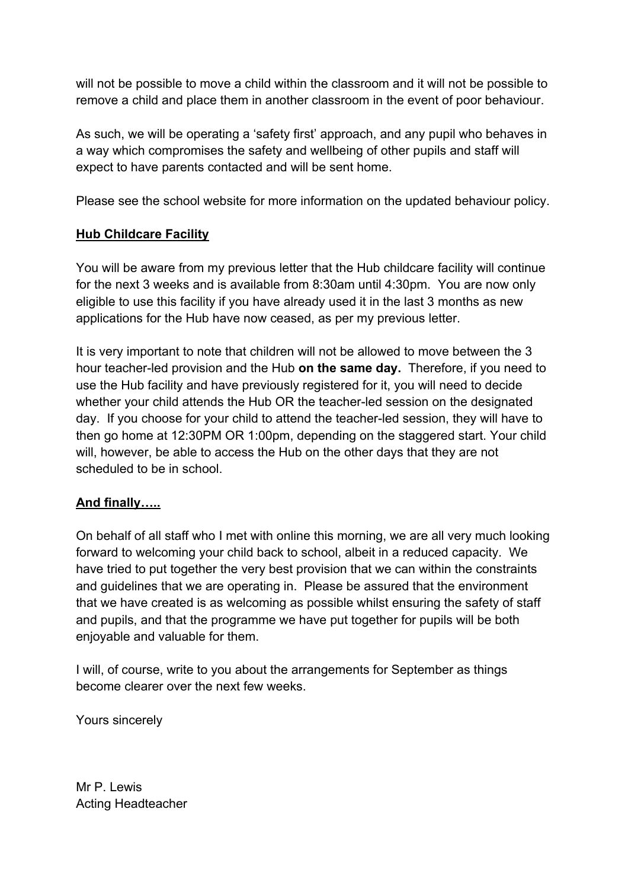will not be possible to move a child within the classroom and it will not be possible to remove a child and place them in another classroom in the event of poor behaviour.

As such, we will be operating a 'safety first' approach, and any pupil who behaves in a way which compromises the safety and wellbeing of other pupils and staff will expect to have parents contacted and will be sent home.

Please see the school website for more information on the updated behaviour policy.

**Hub Childcare Facility**

You will be aware from my previous letter that the Hub childcare facility will continue for the next 3 weeks and is available from 8:30am until 4:30pm. You are now only eligible to use this facility if you have already used it in the last 3 months as new applications for the Hub have now ceased, as per my previous letter.

It is very important to note that children will not be allowed to move between the 3 hour teacher-led provision and the Hub **on the same day.** Therefore, if you need to use the Hub facility and have previously registered for it, you will need to decide whether your child attends the Hub OR the teacher-led session on the designated day. If you choose for your child to attend the teacher-led session, they will have to then go home at 12:30PM OR 1:00pm, depending on the staggered start. Your child will, however, be able to access the Hub on the other days that they are not scheduled to be in school.

**And finally…..**

On behalf of all staff who I met with online this morning, we are all very much looking forward to welcoming your child back to school, albeit in a reduced capacity. We have tried to put together the very best provision that we can within the constraints and guidelines that we are operating in. Please be assured that the environment that we have created is as welcoming as possible whilst ensuring the safety of staff and pupils, and that the programme we have put together for pupils will be both enjoyable and valuable for them.

I will, of course, write to you about the arrangements for September as things become clearer over the next few weeks.

Yours sincerely

Mr P. Lewis
Acting Headteacher